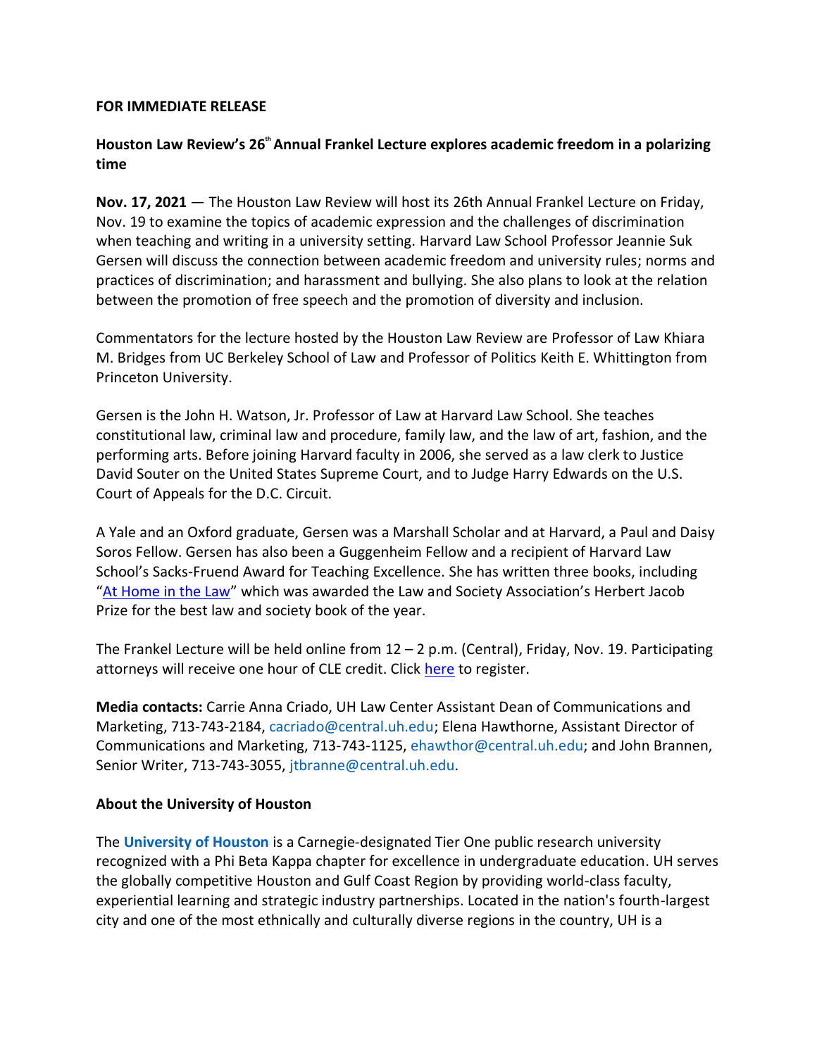**FOR IMMEDIATE RELEASE**

**Houston Law Review's 26th Annual Frankel Lecture explores academic freedom in a polarizing time**

**Nov. 17, 2021** — The Houston Law Review will host its 26th Annual Frankel Lecture on Friday, Nov. 19 to examine the topics of academic expression and the challenges of discrimination when teaching and writing in a university setting. Harvard Law School Professor Jeannie Suk Gersen will discuss the connection between academic freedom and university rules; norms and practices of discrimination; and harassment and bullying. She also plans to look at the relation between the promotion of free speech and the promotion of diversity and inclusion.

Commentators for the lecture hosted by the Houston Law Review are Professor of Law Khiara M. Bridges from UC Berkeley School of Law and Professor of Politics Keith E. Whittington from Princeton University.

Gersen is the John H. Watson, Jr. Professor of Law at Harvard Law School. She teaches constitutional law, criminal law and procedure, family law, and the law of art, fashion, and the performing arts. Before joining Harvard faculty in 2006, she served as a law clerk to Justice David Souter on the United States Supreme Court, and to Judge Harry Edwards on the U.S. Court of Appeals for the D.C. Circuit.

A Yale and an Oxford graduate, Gersen was a Marshall Scholar and at Harvard, a Paul and Daisy Soros Fellow. Gersen has also been a Guggenheim Fellow and a recipient of Harvard Law School's Sacks-Fruend Award for Teaching Excellence. She has written three books, including "At Home in the Law" which was awarded the Law and Society Association's Herbert Jacob Prize for the best law and society book of the year.

The Frankel Lecture will be held online from 12 – 2 p.m. (Central), Friday, Nov. 19. Participating attorneys will receive one hour of CLE credit. Click here to register.

**Media contacts:** Carrie Anna Criado, UH Law Center Assistant Dean of Communications and Marketing, 713-743-2184, cacriado@central.uh.edu; Elena Hawthorne, Assistant Director of Communications and Marketing, 713-743-1125, ehawthor@central.uh.edu; and John Brannen, Senior Writer, 713-743-3055, jtbranne@central.uh.edu.

**About the University of Houston**

The **University of Houston** is a Carnegie-designated Tier One public research university recognized with a Phi Beta Kappa chapter for excellence in undergraduate education. UH serves the globally competitive Houston and Gulf Coast Region by providing world-class faculty, experiential learning and strategic industry partnerships. Located in the nation's fourth-largest city and one of the most ethnically and culturally diverse regions in the country, UH is a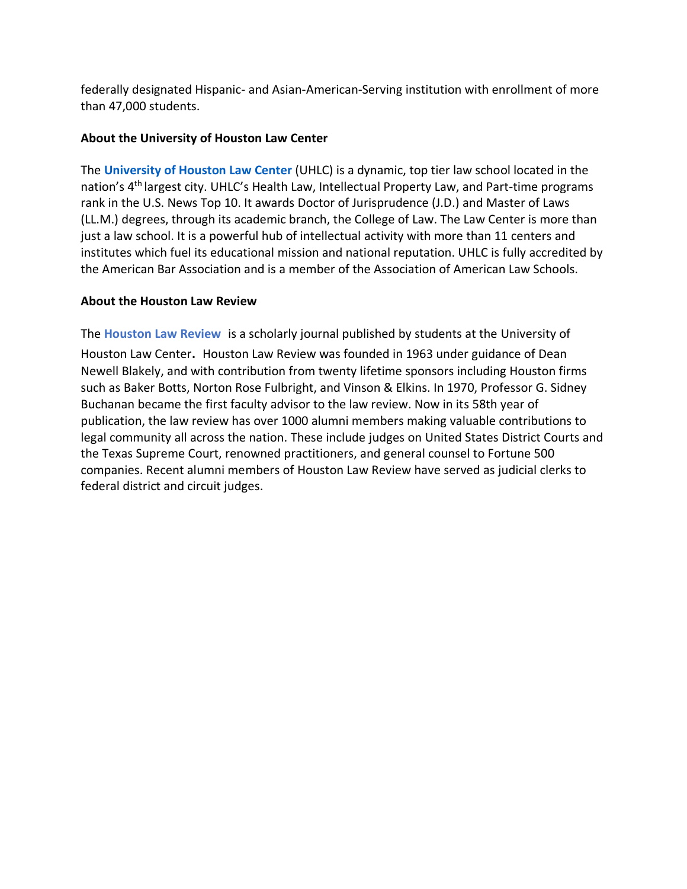federally designated Hispanic- and Asian-American-Serving institution with enrollment of more than 47,000 students.

**About the University of Houston Law Center**

The **University of Houston Law Center** (UHLC) is a dynamic, top tier law school located in the nation's 4th largest city. UHLC's Health Law, Intellectual Property Law, and Part-time programs rank in the U.S. News Top 10. It awards Doctor of Jurisprudence (J.D.) and Master of Laws (LL.M.) degrees, through its academic branch, the College of Law. The Law Center is more than just a law school. It is a powerful hub of intellectual activity with more than 11 centers and institutes which fuel its educational mission and national reputation. UHLC is fully accredited by the American Bar Association and is a member of the Association of American Law Schools.

**About the Houston Law Review**

The **Houston Law Review** is a scholarly journal published by students at the University of Houston Law Center. Houston Law Review was founded in 1963 under guidance of Dean Newell Blakely, and with contribution from twenty lifetime sponsors including Houston firms such as Baker Botts, Norton Rose Fulbright, and Vinson & Elkins. In 1970, Professor G. Sidney Buchanan became the first faculty advisor to the law review. Now in its 58th year of publication, the law review has over 1000 alumni members making valuable contributions to legal community all across the nation. These include judges on United States District Courts and the Texas Supreme Court, renowned practitioners, and general counsel to Fortune 500 companies. Recent alumni members of Houston Law Review have served as judicial clerks to federal district and circuit judges.